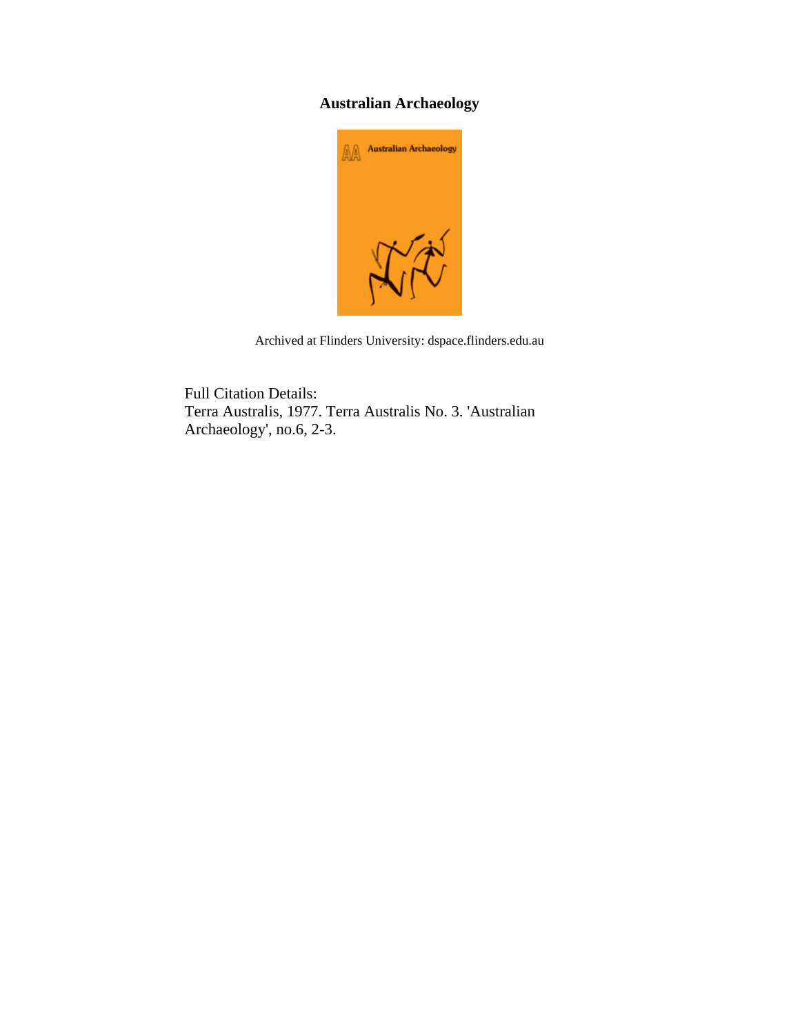# Australian Archaeology

Archived at Flinders University: dspace.flinders.edu.au

Full Citation Details:
Terra Australis, 1977. Terra Australis No. 3. 'Australian Archaeology', no.6, 2-3.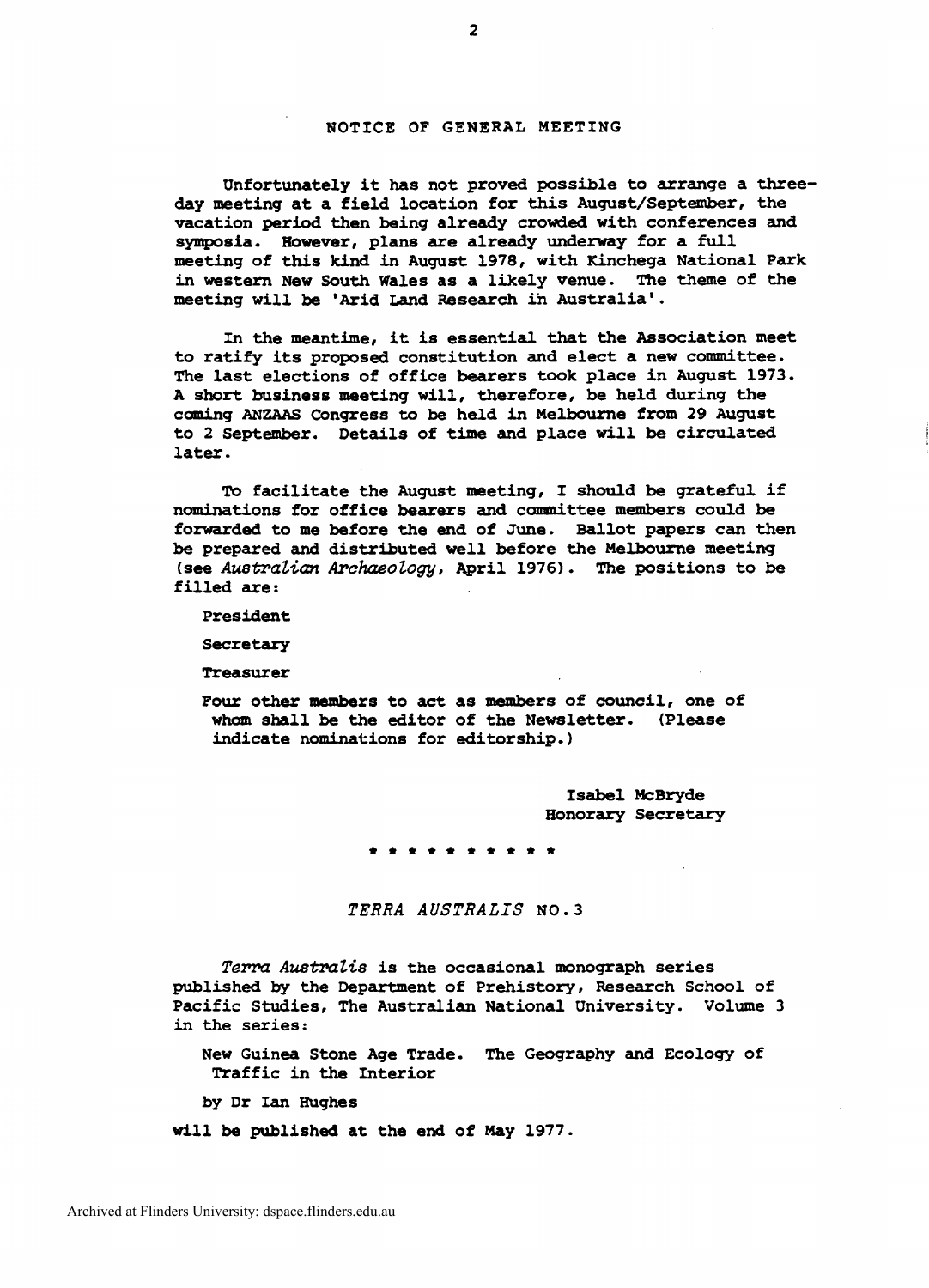## NOTICE OF GENERAL MEETING

Unfortunately it has not proved possible to arrange a three-day meeting at a field location for this August/September, the vacation period then being already crowded with conferences and symposia. However, plans are already underway for a full meeting of this kind in August 1978, with Kinchega National Park in western New South Wales as a likely venue. The theme of the meeting will be 'Arid Land Research in Australia'.

In the meantime, it is essential that the Association meet to ratify its proposed constitution and elect a new committee. The last elections of office bearers took place in August 1973. A short business meeting will, therefore, be held during the coming ANZAAS Congress to be held in Melbourne from 29 August to 2 September. Details of time and place will be circulated later.

To facilitate the August meeting, I should be grateful if nominations for office bearers and committee members could be forwarded to me before the end of June. Ballot papers can then be prepared and distributed well before the Melbourne meeting (see *Australian Archaeology*, April 1976). The positions to be filled are:

President

Secretary

Treasurer

Four other members to act as members of council, one of whom shall be the editor of the Newsletter. (Please indicate nominations for editorship.)

Isabel McBryde
Honorary Secretary

* * * * * * * * * *

## *TERRA AUSTRALIS* NO.3

*Terra Australis* is the occasional monograph series published by the Department of Prehistory, Research School of Pacific Studies, The Australian National University. Volume 3 in the series:

New Guinea Stone Age Trade. The Geography and Ecology of Traffic in the Interior

by Dr Ian Hughes

will be published at the end of May 1977.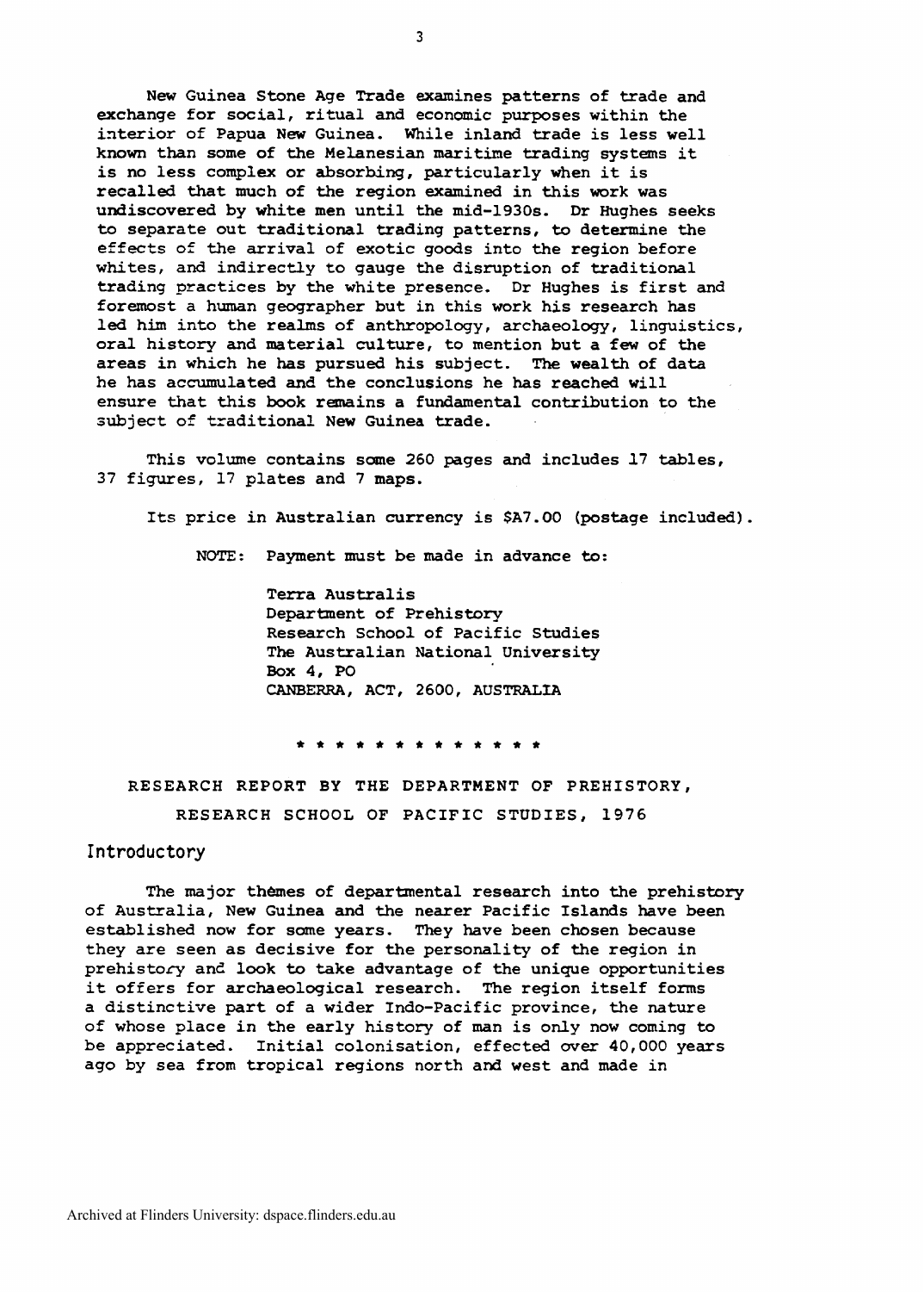New Guinea Stone Age Trade examines patterns of trade and exchange for social, ritual and economic purposes within the interior of Papua New Guinea. While inland trade is less well known than some of the Melanesian maritime trading systems it is no less complex or absorbing, particularly when it is recalled that much of the region examined in this work was undiscovered by white men until the mid-1930s. Dr Hughes seeks to separate out traditional trading patterns, to determine the effects of the arrival of exotic goods into the region before whites, and indirectly to gauge the disruption of traditional trading practices by the white presence. Dr Hughes is first and foremost a human geographer but in this work his research has led him into the realms of anthropology, archaeology, linguistics, oral history and material culture, to mention but a few of the areas in which he has pursued his subject. The wealth of data he has accumulated and the conclusions he has reached will ensure that this book remains a fundamental contribution to the subject of traditional New Guinea trade.

This volume contains some 260 pages and includes 17 tables, 37 figures, 17 plates and 7 maps.

Its price in Australian currency is $A7.00 (postage included).

NOTE: Payment must be made in advance to:

Terra Australis  
Department of Prehistory  
Research School of Pacific Studies  
The Australian National University  
Box 4, PO  
CANBERRA, ACT, 2600, AUSTRALIA

* * * * * * * * * * * * * *

## RESEARCH REPORT BY THE DEPARTMENT OF PREHISTORY, RESEARCH SCHOOL OF PACIFIC STUDIES, 1976

### Introductory

The major themes of departmental research into the prehistory of Australia, New Guinea and the nearer Pacific Islands have been established now for some years. They have been chosen because they are seen as decisive for the personality of the region in prehistory and look to take advantage of the unique opportunities it offers for archaeological research. The region itself forms a distinctive part of a wider Indo-Pacific province, the nature of whose place in the early history of man is only now coming to be appreciated. Initial colonisation, effected over 40,000 years ago by sea from tropical regions north and west and made in